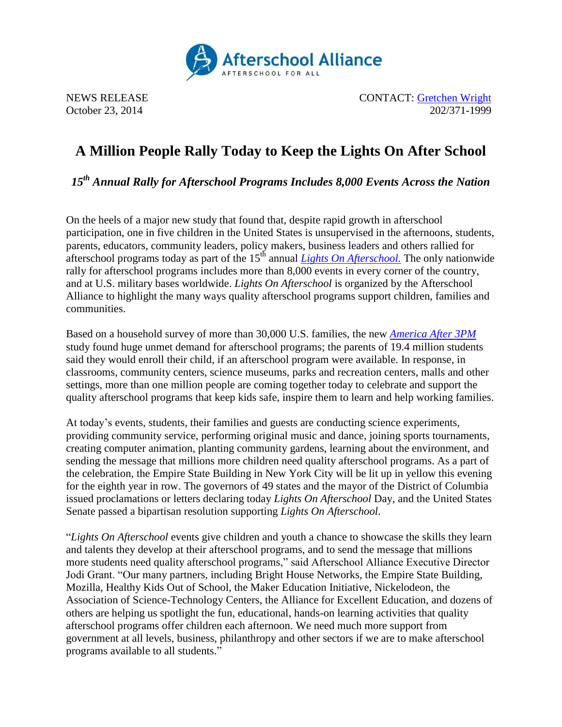Afterschool Alliance

AFTERSCHOOL FOR ALL

NEWS RELEASE
October 23, 2014

CONTACT: Gretchen Wright
202/371-1999

# A Million People Rally Today to Keep the Lights On After School

## *15th Annual Rally for Afterschool Programs Includes 8,000 Events Across the Nation*

On the heels of a major new study that found that, despite rapid growth in afterschool participation, one in five children in the United States is unsupervised in the afternoons, students, parents, educators, community leaders, policy makers, business leaders and others rallied for afterschool programs today as part of the 15th annual *Lights On Afterschool.* The only nationwide rally for afterschool programs includes more than 8,000 events in every corner of the country, and at U.S. military bases worldwide. *Lights On Afterschool* is organized by the Afterschool Alliance to highlight the many ways quality afterschool programs support children, families and communities.

Based on a household survey of more than 30,000 U.S. families, the new *America After 3PM* study found huge unmet demand for afterschool programs; the parents of 19.4 million students said they would enroll their child, if an afterschool program were available. In response, in classrooms, community centers, science museums, parks and recreation centers, malls and other settings, more than one million people are coming together today to celebrate and support the quality afterschool programs that keep kids safe, inspire them to learn and help working families.

At today's events, students, their families and guests are conducting science experiments, providing community service, performing original music and dance, joining sports tournaments, creating computer animation, planting community gardens, learning about the environment, and sending the message that millions more children need quality afterschool programs. As a part of the celebration, the Empire State Building in New York City will be lit up in yellow this evening for the eighth year in row. The governors of 49 states and the mayor of the District of Columbia issued proclamations or letters declaring today *Lights On Afterschool* Day, and the United States Senate passed a bipartisan resolution supporting *Lights On Afterschool*.

"*Lights On Afterschool* events give children and youth a chance to showcase the skills they learn and talents they develop at their afterschool programs, and to send the message that millions more students need quality afterschool programs," said Afterschool Alliance Executive Director Jodi Grant. "Our many partners, including Bright House Networks, the Empire State Building, Mozilla, Healthy Kids Out of School, the Maker Education Initiative, Nickelodeon, the Association of Science-Technology Centers, the Alliance for Excellent Education, and dozens of others are helping us spotlight the fun, educational, hands-on learning activities that quality afterschool programs offer children each afternoon. We need much more support from government at all levels, business, philanthropy and other sectors if we are to make afterschool programs available to all students."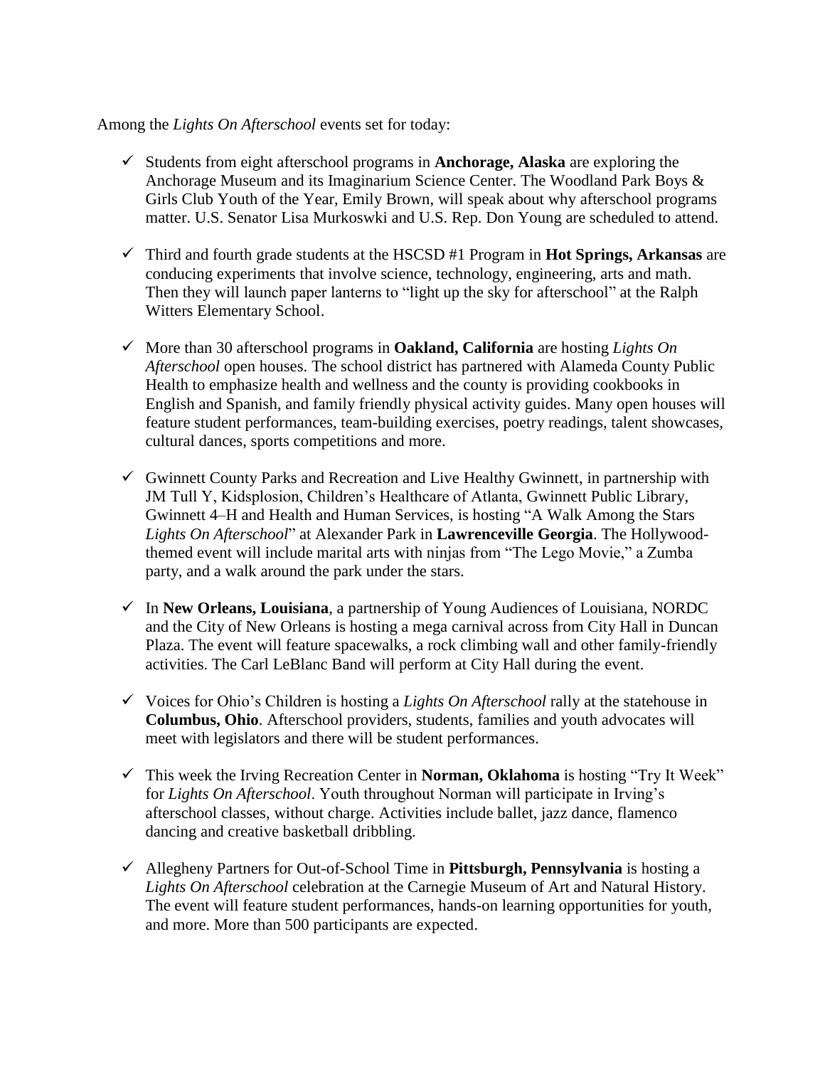Among the *Lights On Afterschool* events set for today:

- ✓ Students from eight afterschool programs in **Anchorage, Alaska** are exploring the Anchorage Museum and its Imaginarium Science Center. The Woodland Park Boys & Girls Club Youth of the Year, Emily Brown, will speak about why afterschool programs matter. U.S. Senator Lisa Murkoswki and U.S. Rep. Don Young are scheduled to attend.

- ✓ Third and fourth grade students at the HSCSD #1 Program in **Hot Springs, Arkansas** are conducing experiments that involve science, technology, engineering, arts and math. Then they will launch paper lanterns to "light up the sky for afterschool" at the Ralph Witters Elementary School.

- ✓ More than 30 afterschool programs in **Oakland, California** are hosting *Lights On Afterschool* open houses. The school district has partnered with Alameda County Public Health to emphasize health and wellness and the county is providing cookbooks in English and Spanish, and family friendly physical activity guides. Many open houses will feature student performances, team-building exercises, poetry readings, talent showcases, cultural dances, sports competitions and more.

- ✓ Gwinnett County Parks and Recreation and Live Healthy Gwinnett, in partnership with JM Tull Y, Kidsplosion, Children's Healthcare of Atlanta, Gwinnett Public Library, Gwinnett 4–H and Health and Human Services, is hosting "A Walk Among the Stars *Lights On Afterschool*" at Alexander Park in **Lawrenceville Georgia**. The Hollywood-themed event will include marital arts with ninjas from "The Lego Movie," a Zumba party, and a walk around the park under the stars.

- ✓ In **New Orleans, Louisiana**, a partnership of Young Audiences of Louisiana, NORDC and the City of New Orleans is hosting a mega carnival across from City Hall in Duncan Plaza. The event will feature spacewalks, a rock climbing wall and other family-friendly activities. The Carl LeBlanc Band will perform at City Hall during the event.

- ✓ Voices for Ohio's Children is hosting a *Lights On Afterschool* rally at the statehouse in **Columbus, Ohio**. Afterschool providers, students, families and youth advocates will meet with legislators and there will be student performances.

- ✓ This week the Irving Recreation Center in **Norman, Oklahoma** is hosting "Try It Week" for *Lights On Afterschool*. Youth throughout Norman will participate in Irving's afterschool classes, without charge. Activities include ballet, jazz dance, flamenco dancing and creative basketball dribbling.

- ✓ Allegheny Partners for Out-of-School Time in **Pittsburgh, Pennsylvania** is hosting a *Lights On Afterschool* celebration at the Carnegie Museum of Art and Natural History. The event will feature student performances, hands-on learning opportunities for youth, and more. More than 500 participants are expected.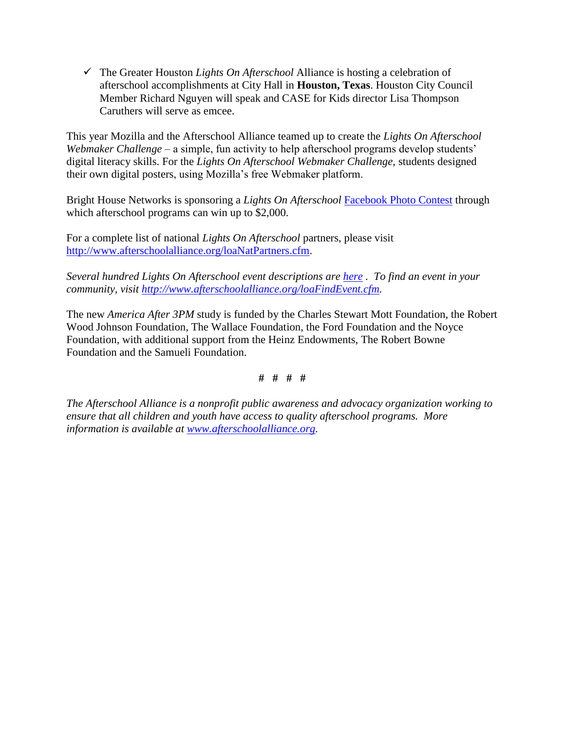- ✓ The Greater Houston *Lights On Afterschool* Alliance is hosting a celebration of afterschool accomplishments at City Hall in **Houston, Texas**. Houston City Council Member Richard Nguyen will speak and CASE for Kids director Lisa Thompson Caruthers will serve as emcee.

This year Mozilla and the Afterschool Alliance teamed up to create the *Lights On Afterschool Webmaker Challenge* – a simple, fun activity to help afterschool programs develop students' digital literacy skills. For the *Lights On Afterschool Webmaker Challenge*, students designed their own digital posters, using Mozilla's free Webmaker platform.

Bright House Networks is sponsoring a *Lights On Afterschool* Facebook Photo Contest through which afterschool programs can win up to $2,000.

For a complete list of national *Lights On Afterschool* partners, please visit http://www.afterschoolalliance.org/loaNatPartners.cfm.

*Several hundred Lights On Afterschool event descriptions are here . To find an event in your community, visit http://www.afterschoolalliance.org/loaFindEvent.cfm.*

The new *America After 3PM* study is funded by the Charles Stewart Mott Foundation, the Robert Wood Johnson Foundation, The Wallace Foundation, the Ford Foundation and the Noyce Foundation, with additional support from the Heinz Endowments, The Robert Bowne Foundation and the Samueli Foundation.

**# # # #**

*The Afterschool Alliance is a nonprofit public awareness and advocacy organization working to ensure that all children and youth have access to quality afterschool programs. More information is available at www.afterschoolalliance.org.*